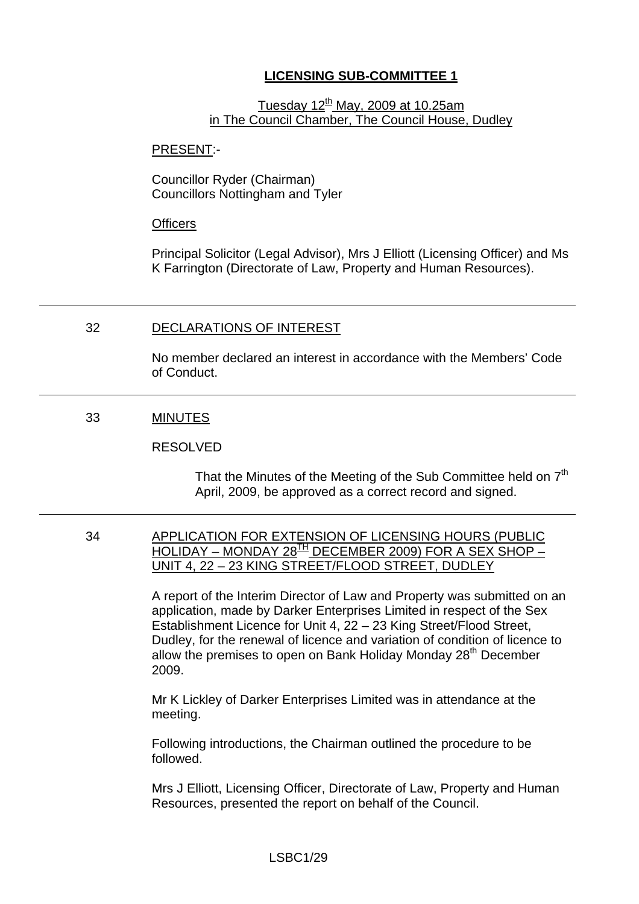# LICENSING SUB-COMMITTEE 1

Tuesday 12th May, 2009 at 10.25am
in The Council Chamber, The Council House, Dudley

PRESENT:-

Councillor Ryder (Chairman)
Councillors Nottingham and Tyler

Officers

Principal Solicitor (Legal Advisor), Mrs J Elliott (Licensing Officer) and Ms K Farrington (Directorate of Law, Property and Human Resources).

---

32 DECLARATIONS OF INTEREST

No member declared an interest in accordance with the Members' Code of Conduct.

---

33 MINUTES

RESOLVED

> That the Minutes of the Meeting of the Sub Committee held on 7th April, 2009, be approved as a correct record and signed.

---

34 APPLICATION FOR EXTENSION OF LICENSING HOURS (PUBLIC HOLIDAY – MONDAY 28TH DECEMBER 2009) FOR A SEX SHOP – UNIT 4, 22 – 23 KING STREET/FLOOD STREET, DUDLEY

A report of the Interim Director of Law and Property was submitted on an application, made by Darker Enterprises Limited in respect of the Sex Establishment Licence for Unit 4, 22 – 23 King Street/Flood Street, Dudley, for the renewal of licence and variation of condition of licence to allow the premises to open on Bank Holiday Monday 28th December 2009.

Mr K Lickley of Darker Enterprises Limited was in attendance at the meeting.

Following introductions, the Chairman outlined the procedure to be followed.

Mrs J Elliott, Licensing Officer, Directorate of Law, Property and Human Resources, presented the report on behalf of the Council.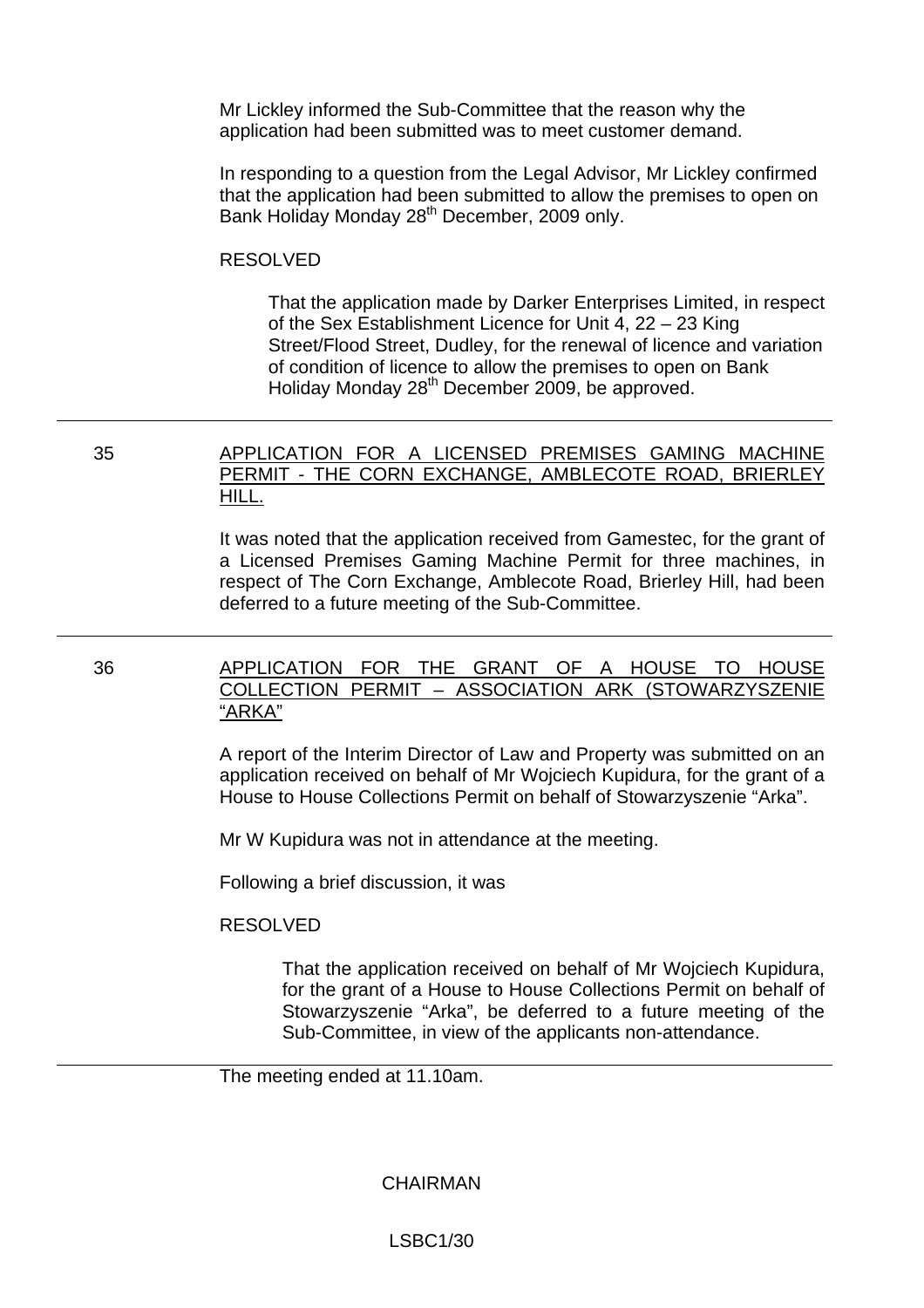Mr Lickley informed the Sub-Committee that the reason why the application had been submitted was to meet customer demand.

In responding to a question from the Legal Advisor, Mr Lickley confirmed that the application had been submitted to allow the premises to open on Bank Holiday Monday 28th December, 2009 only.

RESOLVED

> That the application made by Darker Enterprises Limited, in respect of the Sex Establishment Licence for Unit 4, 22 – 23 King Street/Flood Street, Dudley, for the renewal of licence and variation of condition of licence to allow the premises to open on Bank Holiday Monday 28th December 2009, be approved.

---

**35** <u>APPLICATION FOR A LICENSED PREMISES GAMING MACHINE PERMIT - THE CORN EXCHANGE, AMBLECOTE ROAD, BRIERLEY HILL.</u>

It was noted that the application received from Gamestec, for the grant of a Licensed Premises Gaming Machine Permit for three machines, in respect of The Corn Exchange, Amblecote Road, Brierley Hill, had been deferred to a future meeting of the Sub-Committee.

---

**36** <u>APPLICATION FOR THE GRANT OF A HOUSE TO HOUSE COLLECTION PERMIT – ASSOCIATION ARK (STOWARZYSZENIE "ARKA"</u>

A report of the Interim Director of Law and Property was submitted on an application received on behalf of Mr Wojciech Kupidura, for the grant of a House to House Collections Permit on behalf of Stowarzyszenie "Arka".

Mr W Kupidura was not in attendance at the meeting.

Following a brief discussion, it was

RESOLVED

> That the application received on behalf of Mr Wojciech Kupidura, for the grant of a House to House Collections Permit on behalf of Stowarzyszenie "Arka", be deferred to a future meeting of the Sub-Committee, in view of the applicants non-attendance.

---

The meeting ended at 11.10am.

CHAIRMAN

LSBC1/30